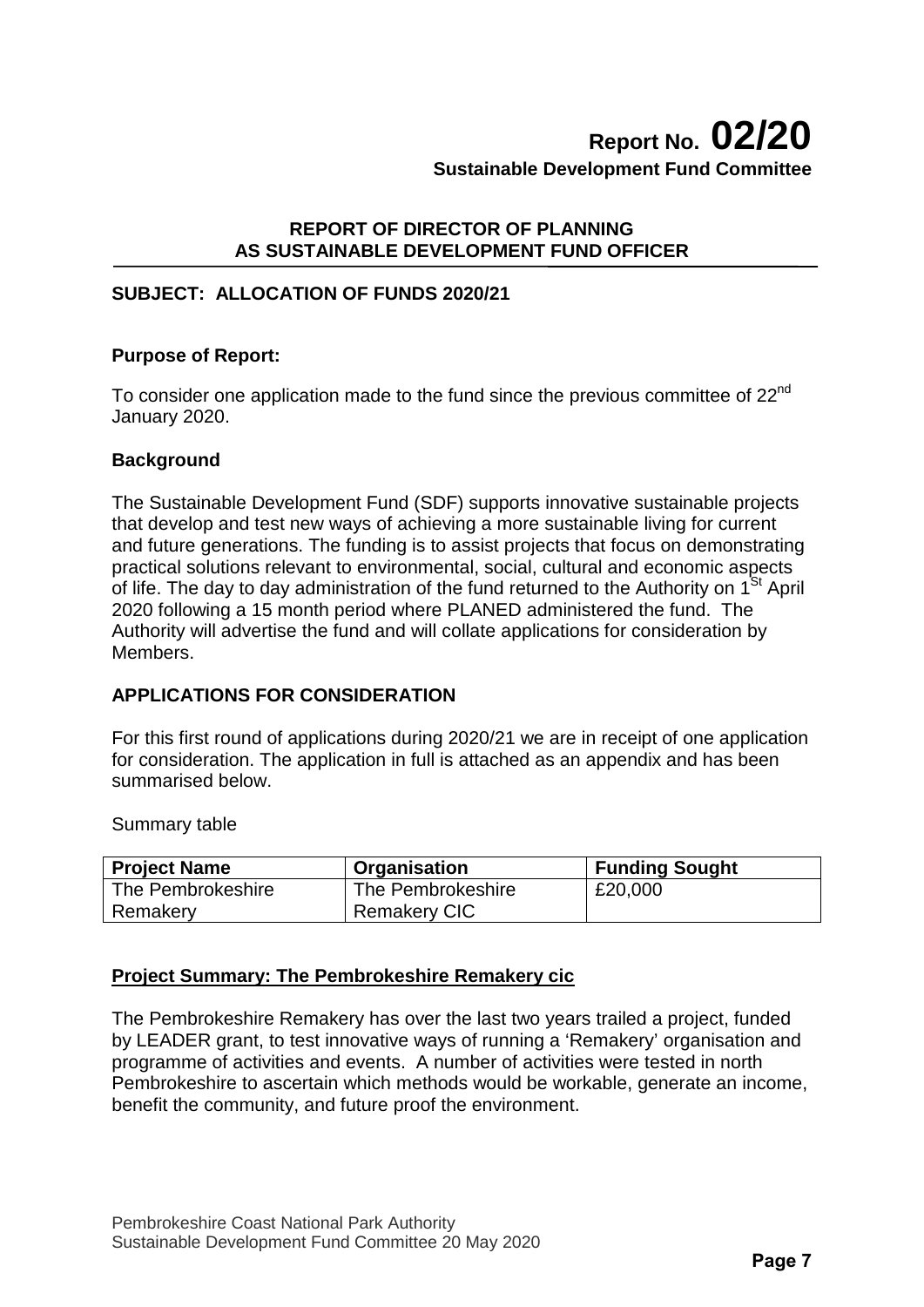# Report No. 02/20

**Sustainable Development Fund Committee**

**REPORT OF DIRECTOR OF PLANNING AS SUSTAINABLE DEVELOPMENT FUND OFFICER**

## SUBJECT: ALLOCATION OF FUNDS 2020/21

**Purpose of Report:**

To consider one application made to the fund since the previous committee of 22nd January 2020.

**Background**

The Sustainable Development Fund (SDF) supports innovative sustainable projects that develop and test new ways of achieving a more sustainable living for current and future generations. The funding is to assist projects that focus on demonstrating practical solutions relevant to environmental, social, cultural and economic aspects of life. The day to day administration of the fund returned to the Authority on 1st April 2020 following a 15 month period where PLANED administered the fund. The Authority will advertise the fund and will collate applications for consideration by Members.

**APPLICATIONS FOR CONSIDERATION**

For this first round of applications during 2020/21 we are in receipt of one application for consideration. The application in full is attached as an appendix and has been summarised below.

Summary table

| Project Name | Organisation | Funding Sought |
|---|---|---|
| The Pembrokeshire Remakery | The Pembrokeshire Remakery CIC | £20,000 |

**Project Summary: The Pembrokeshire Remakery cic**

The Pembrokeshire Remakery has over the last two years trailed a project, funded by LEADER grant, to test innovative ways of running a 'Remakery' organisation and programme of activities and events. A number of activities were tested in north Pembrokeshire to ascertain which methods would be workable, generate an income, benefit the community, and future proof the environment.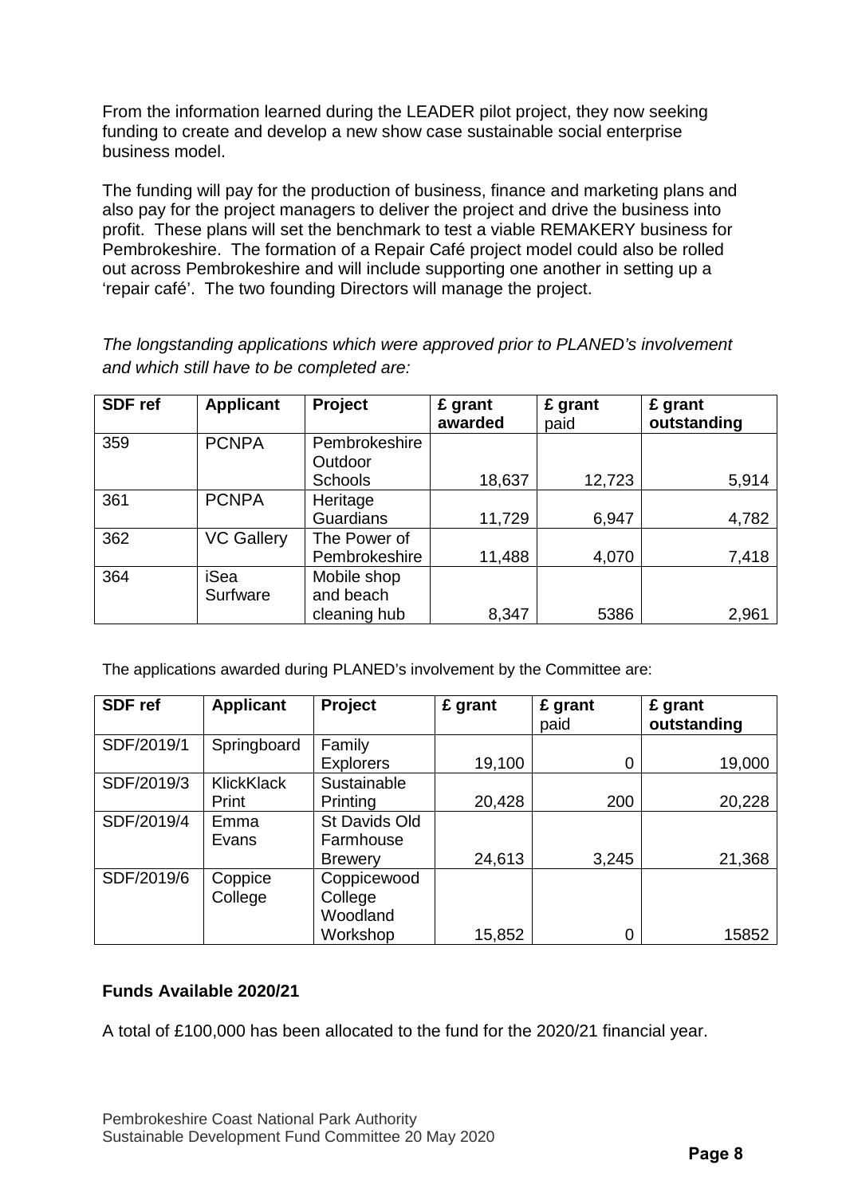From the information learned during the LEADER pilot project, they now seeking funding to create and develop a new show case sustainable social enterprise business model.

The funding will pay for the production of business, finance and marketing plans and also pay for the project managers to deliver the project and drive the business into profit. These plans will set the benchmark to test a viable REMAKERY business for Pembrokeshire. The formation of a Repair Café project model could also be rolled out across Pembrokeshire and will include supporting one another in setting up a 'repair café'. The two founding Directors will manage the project.

*The longstanding applications which were approved prior to PLANED's involvement and which still have to be completed are:*

| SDF ref | Applicant | Project | £ grant awarded | £ grant paid | £ grant outstanding |
|---|---|---|---|---|---|
| 359 | PCNPA | Pembrokeshire Outdoor Schools | 18,637 | 12,723 | 5,914 |
| 361 | PCNPA | Heritage Guardians | 11,729 | 6,947 | 4,782 |
| 362 | VC Gallery | The Power of Pembrokeshire | 11,488 | 4,070 | 7,418 |
| 364 | iSea Surfware | Mobile shop and beach cleaning hub | 8,347 | 5386 | 2,961 |

The applications awarded during PLANED's involvement by the Committee are:

| SDF ref | Applicant | Project | £ grant | £ grant paid | £ grant outstanding |
|---|---|---|---|---|---|
| SDF/2019/1 | Springboard | Family Explorers | 19,100 | 0 | 19,000 |
| SDF/2019/3 | KlickKlack Print | Sustainable Printing | 20,428 | 200 | 20,228 |
| SDF/2019/4 | Emma Evans | St Davids Old Farmhouse Brewery | 24,613 | 3,245 | 21,368 |
| SDF/2019/6 | Coppice College | Coppicewood College Woodland Workshop | 15,852 | 0 | 15852 |

**Funds Available 2020/21**

A total of £100,000 has been allocated to the fund for the 2020/21 financial year.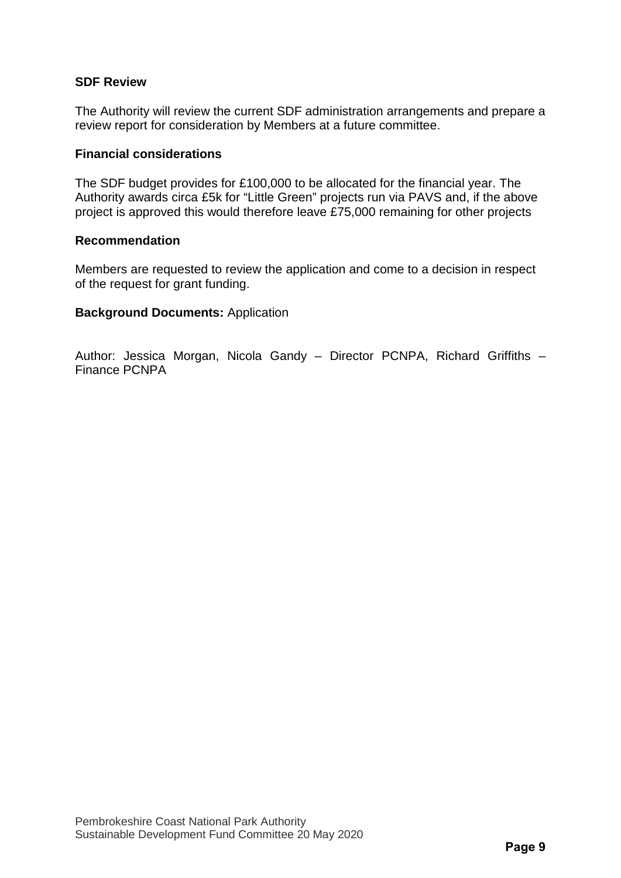**SDF Review**

The Authority will review the current SDF administration arrangements and prepare a review report for consideration by Members at a future committee.

**Financial considerations**

The SDF budget provides for £100,000 to be allocated for the financial year. The Authority awards circa £5k for "Little Green" projects run via PAVS and, if the above project is approved this would therefore leave £75,000 remaining for other projects

**Recommendation**

Members are requested to review the application and come to a decision in respect of the request for grant funding.

**Background Documents:** Application

Author: Jessica Morgan, Nicola Gandy – Director PCNPA, Richard Griffiths – Finance PCNPA